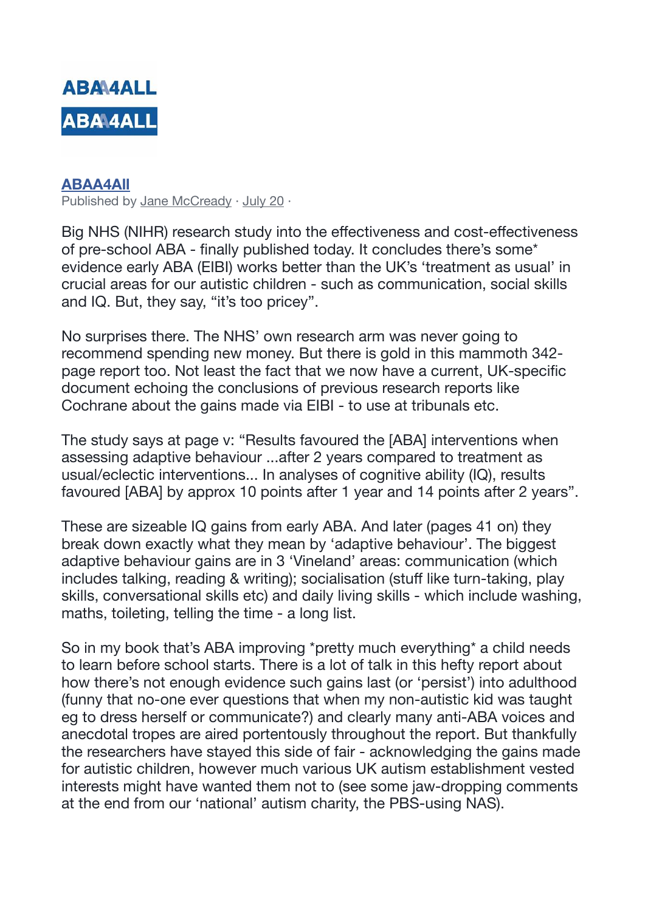ABAA4ALL

ABAA4ALL

**ABAA4All**

Published by Jane McCready · July 20 ·

Big NHS (NIHR) research study into the effectiveness and cost-effectiveness of pre-school ABA - finally published today. It concludes there's some* evidence early ABA (EIBI) works better than the UK's 'treatment as usual' in crucial areas for our autistic children - such as communication, social skills and IQ. But, they say, "it's too pricey".

No surprises there. The NHS' own research arm was never going to recommend spending new money. But there is gold in this mammoth 342-page report too. Not least the fact that we now have a current, UK-specific document echoing the conclusions of previous research reports like Cochrane about the gains made via EIBI - to use at tribunals etc.

The study says at page v: "Results favoured the [ABA] interventions when assessing adaptive behaviour ...after 2 years compared to treatment as usual/eclectic interventions... In analyses of cognitive ability (IQ), results favoured [ABA] by approx 10 points after 1 year and 14 points after 2 years".

These are sizeable IQ gains from early ABA. And later (pages 41 on) they break down exactly what they mean by 'adaptive behaviour'. The biggest adaptive behaviour gains are in 3 'Vineland' areas: communication (which includes talking, reading & writing); socialisation (stuff like turn-taking, play skills, conversational skills etc) and daily living skills - which include washing, maths, toileting, telling the time - a long list.

So in my book that's ABA improving *pretty much everything* a child needs to learn before school starts. There is a lot of talk in this hefty report about how there's not enough evidence such gains last (or 'persist') into adulthood (funny that no-one ever questions that when my non-autistic kid was taught eg to dress herself or communicate?) and clearly many anti-ABA voices and anecdotal tropes are aired portentously throughout the report. But thankfully the researchers have stayed this side of fair - acknowledging the gains made for autistic children, however much various UK autism establishment vested interests might have wanted them not to (see some jaw-dropping comments at the end from our 'national' autism charity, the PBS-using NAS).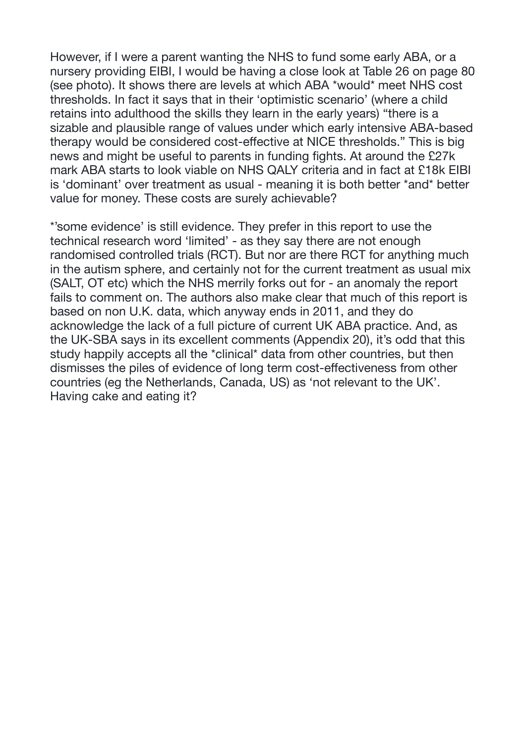However, if I were a parent wanting the NHS to fund some early ABA, or a nursery providing EIBI, I would be having a close look at Table 26 on page 80 (see photo). It shows there are levels at which ABA *would* meet NHS cost thresholds. In fact it says that in their 'optimistic scenario' (where a child retains into adulthood the skills they learn in the early years) "there is a sizable and plausible range of values under which early intensive ABA-based therapy would be considered cost-effective at NICE thresholds." This is big news and might be useful to parents in funding fights. At around the £27k mark ABA starts to look viable on NHS QALY criteria and in fact at £18k EIBI is 'dominant' over treatment as usual - meaning it is both better *and* better value for money. These costs are surely achievable?

*'some evidence' is still evidence. They prefer in this report to use the technical research word 'limited' - as they say there are not enough randomised controlled trials (RCT). But nor are there RCT for anything much in the autism sphere, and certainly not for the current treatment as usual mix (SALT, OT etc) which the NHS merrily forks out for - an anomaly the report fails to comment on. The authors also make clear that much of this report is based on non U.K. data, which anyway ends in 2011, and they do acknowledge the lack of a full picture of current UK ABA practice. And, as the UK-SBA says in its excellent comments (Appendix 20), it's odd that this study happily accepts all the *clinical* data from other countries, but then dismisses the piles of evidence of long term cost-effectiveness from other countries (eg the Netherlands, Canada, US) as 'not relevant to the UK'. Having cake and eating it?